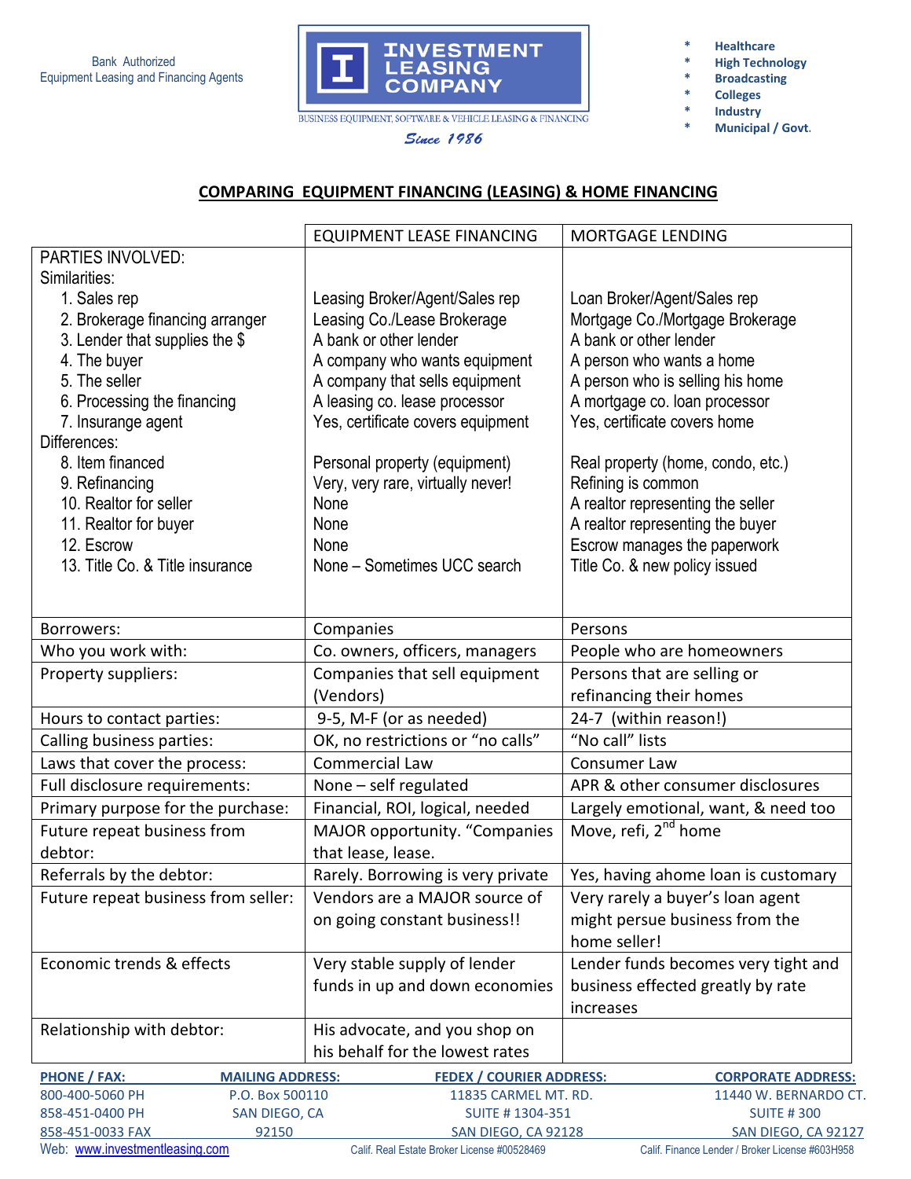Bank Authorized
Equipment Leasing and Financing Agents

**INVESTMENT LEASING COMPANY**

BUSINESS EQUIPMENT, SOFTWARE & VEHICLE LEASING & FINANCING

*Since 1986*

- **Healthcare**
- **High Technology**
- **Broadcasting**
- **Colleges**
- **Industry**
- **Municipal / Govt.**

## COMPARING EQUIPMENT FINANCING (LEASING) & HOME FINANCING

| | EQUIPMENT LEASE FINANCING | MORTGAGE LENDING |
|---|---|---|
| PARTIES INVOLVED: | | |
| Similarities: | | |
| 1. Sales rep | Leasing Broker/Agent/Sales rep | Loan Broker/Agent/Sales rep |
| 2. Brokerage financing arranger | Leasing Co./Lease Brokerage | Mortgage Co./Mortgage Brokerage |
| 3. Lender that supplies the $ | A bank or other lender | A bank or other lender |
| 4. The buyer | A company who wants equipment | A person who wants a home |
| 5. The seller | A company that sells equipment | A person who is selling his home |
| 6. Processing the financing | A leasing co. lease processor | A mortgage co. loan processor |
| 7. Insurange agent | Yes, certificate covers equipment | Yes, certificate covers home |
| Differences: | | |
| 8. Item financed | Personal property (equipment) | Real property (home, condo, etc.) |
| 9. Refinancing | Very, very rare, virtually never! | Refining is common |
| 10. Realtor for seller | None | A realtor representing the seller |
| 11. Realtor for buyer | None | A realtor representing the buyer |
| 12. Escrow | None | Escrow manages the paperwork |
| 13. Title Co. & Title insurance | None – Sometimes UCC search | Title Co. & new policy issued |
| Borrowers: | Companies | Persons |
| Who you work with: | Co. owners, officers, managers | People who are homeowners |
| Property suppliers: | Companies that sell equipment (Vendors) | Persons that are selling or refinancing their homes |
| Hours to contact parties: | 9-5, M-F (or as needed) | 24-7 (within reason!) |
| Calling business parties: | OK, no restrictions or "no calls" | "No call" lists |
| Laws that cover the process: | Commercial Law | Consumer Law |
| Full disclosure requirements: | None – self regulated | APR & other consumer disclosures |
| Primary purpose for the purchase: | Financial, ROI, logical, needed | Largely emotional, want, & need too |
| Future repeat business from debtor: | MAJOR opportunity. "Companies that lease, lease. | Move, refi, 2nd home |
| Referrals by the debtor: | Rarely. Borrowing is very private | Yes, having ahome loan is customary |
| Future repeat business from seller: | Vendors are a MAJOR source of on going constant business!! | Very rarely a buyer's loan agent might persue business from the home seller! |
| Economic trends & effects | Very stable supply of lender funds in up and down economies | Lender funds becomes very tight and business effected greatly by rate increases |
| Relationship with debtor: | His advocate, and you shop on his behalf for the lowest rates | |

**PHONE / FAX:**
800-400-5060 PH
858-451-0400 PH
858-451-0033 FAX

**MAILING ADDRESS:**
P.O. Box 500110
SAN DIEGO, CA
92150

**FEDEX / COURIER ADDRESS:**
11835 CARMEL MT. RD.
SUITE # 1304-351
SAN DIEGO, CA 92128

**CORPORATE ADDRESS:**
11440 W. BERNARDO CT.
SUITE # 300
SAN DIEGO, CA 92127

Web: www.investmentleasing.com

Calif. Real Estate Broker License #00528469

Calif. Finance Lender / Broker License #603H958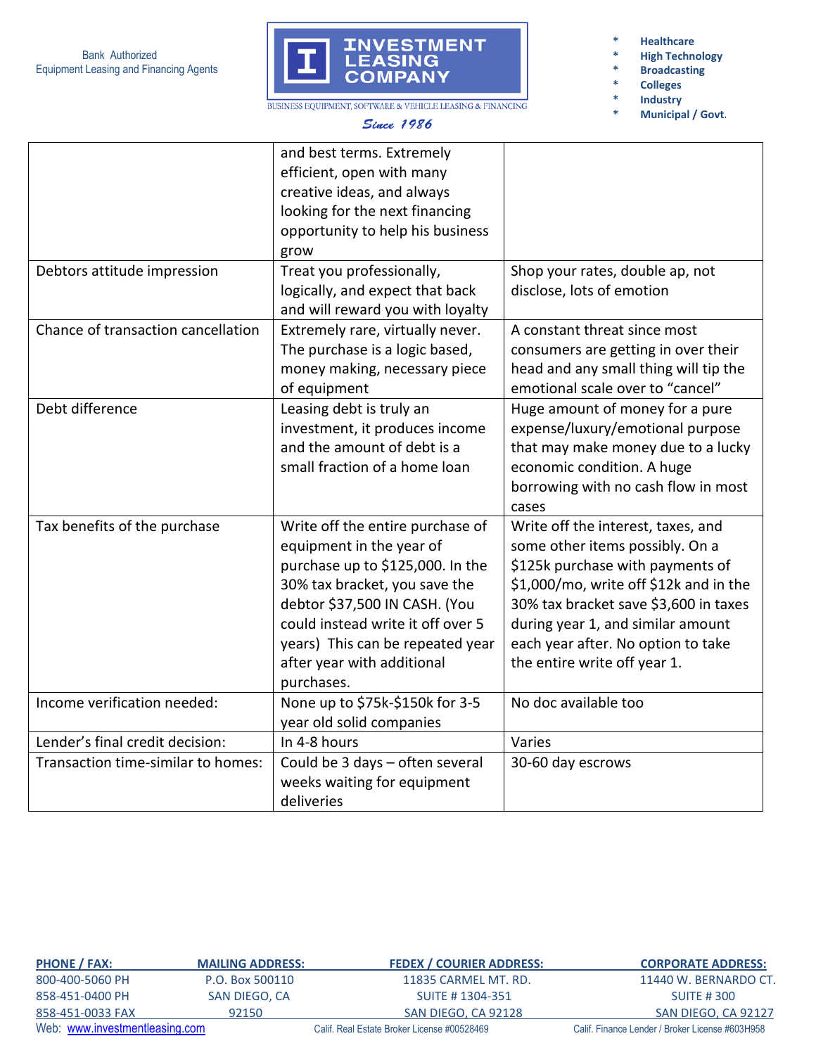| | | |
|---|---|---|
| | and best terms. Extremely efficient, open with many creative ideas, and always looking for the next financing opportunity to help his business grow | |
| Debtors attitude impression | Treat you professionally, logically, and expect that back and will reward you with loyalty | Shop your rates, double ap, not disclose, lots of emotion |
| Chance of transaction cancellation | Extremely rare, virtually never. The purchase is a logic based, money making, necessary piece of equipment | A constant threat since most consumers are getting in over their head and any small thing will tip the emotional scale over to "cancel" |
| Debt difference | Leasing debt is truly an investment, it produces income and the amount of debt is a small fraction of a home loan | Huge amount of money for a pure expense/luxury/emotional purpose that may make money due to a lucky economic condition. A huge borrowing with no cash flow in most cases |
| Tax benefits of the purchase | Write off the entire purchase of equipment in the year of purchase up to $125,000. In the 30% tax bracket, you save the debtor $37,500 IN CASH. (You could instead write it off over 5 years) This can be repeated year after year with additional purchases. | Write off the interest, taxes, and some other items possibly. On a $125k purchase with payments of $1,000/mo, write off $12k and in the 30% tax bracket save $3,600 in taxes during year 1, and similar amount each year after. No option to take the entire write off year 1. |
| Income verification needed: | None up to $75k-$150k for 3-5 year old solid companies | No doc available too |
| Lender's final credit decision: | In 4-8 hours | Varies |
| Transaction time-similar to homes: | Could be 3 days – often several weeks waiting for equipment deliveries | 30-60 day escrows |